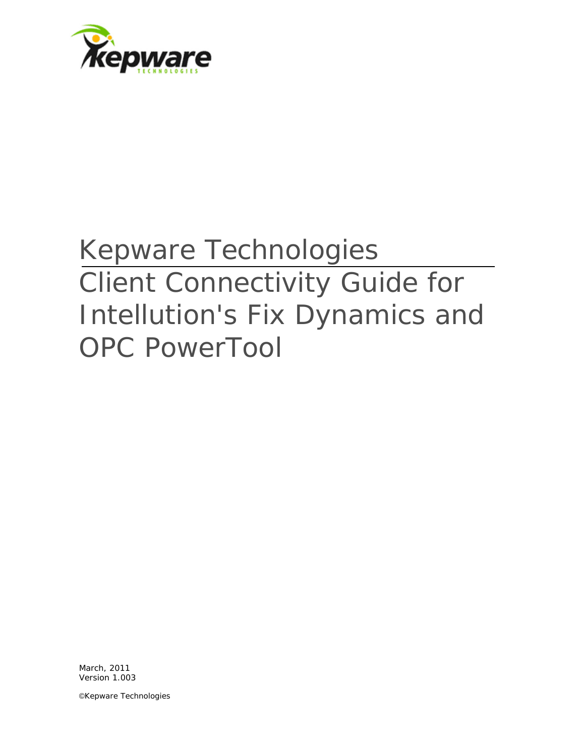# Kepware Technologies

# Client Connectivity Guide for Intellution's Fix Dynamics and OPC PowerTool

March, 2011
Version 1.003

©Kepware Technologies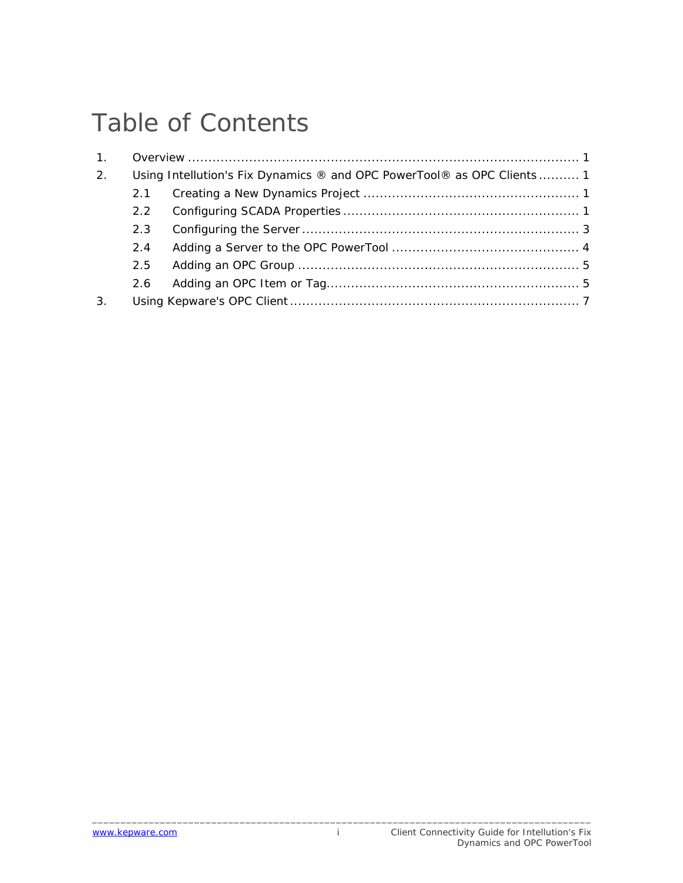# Table of Contents

1. Overview ........................................................................................... 1
2. Using Intellution's Fix Dynamics ® and OPC PowerTool® as OPC Clients .......... 1
   - 2.1 Creating a New Dynamics Project .................................................... 1
   - 2.2 Configuring SCADA Properties ......................................................... 1
   - 2.3 Configuring the Server .................................................................. 3
   - 2.4 Adding a Server to the OPC PowerTool ............................................. 4
   - 2.5 Adding an OPC Group .................................................................... 5
   - 2.6 Adding an OPC Item or Tag............................................................. 5
3. Using Kepware's OPC Client ...................................................................... 7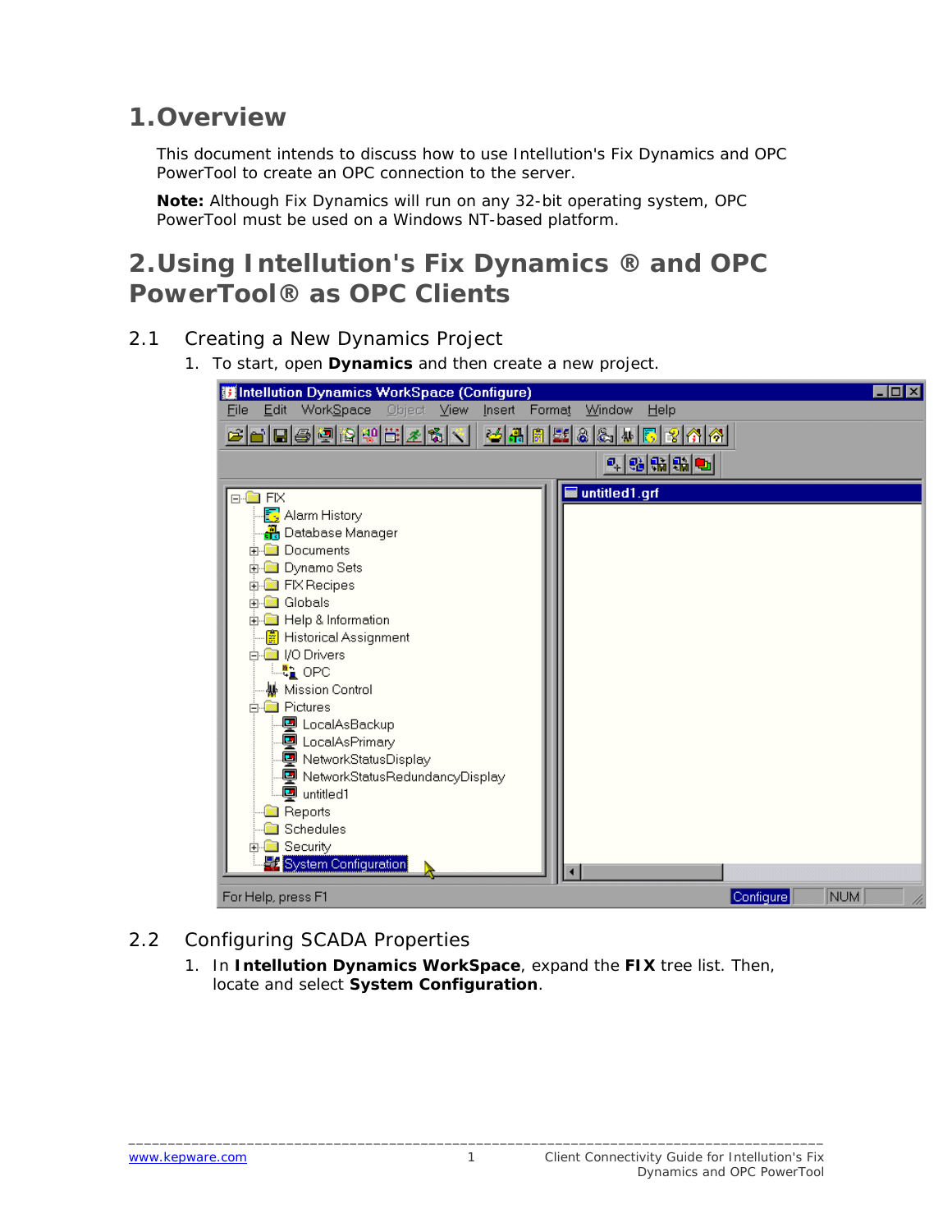# 1. Overview

This document intends to discuss how to use Intellution's Fix Dynamics and OPC PowerTool to create an OPC connection to the server.

**Note:** Although Fix Dynamics will run on any 32-bit operating system, OPC PowerTool must be used on a Windows NT-based platform.

# 2. Using Intellution's Fix Dynamics ® and OPC PowerTool® as OPC Clients

## 2.1 Creating a New Dynamics Project

1. To start, open **Dynamics** and then create a new project.

## 2.2 Configuring SCADA Properties

1. In **Intellution Dynamics WorkSpace**, expand the **FIX** tree list. Then, locate and select **System Configuration**.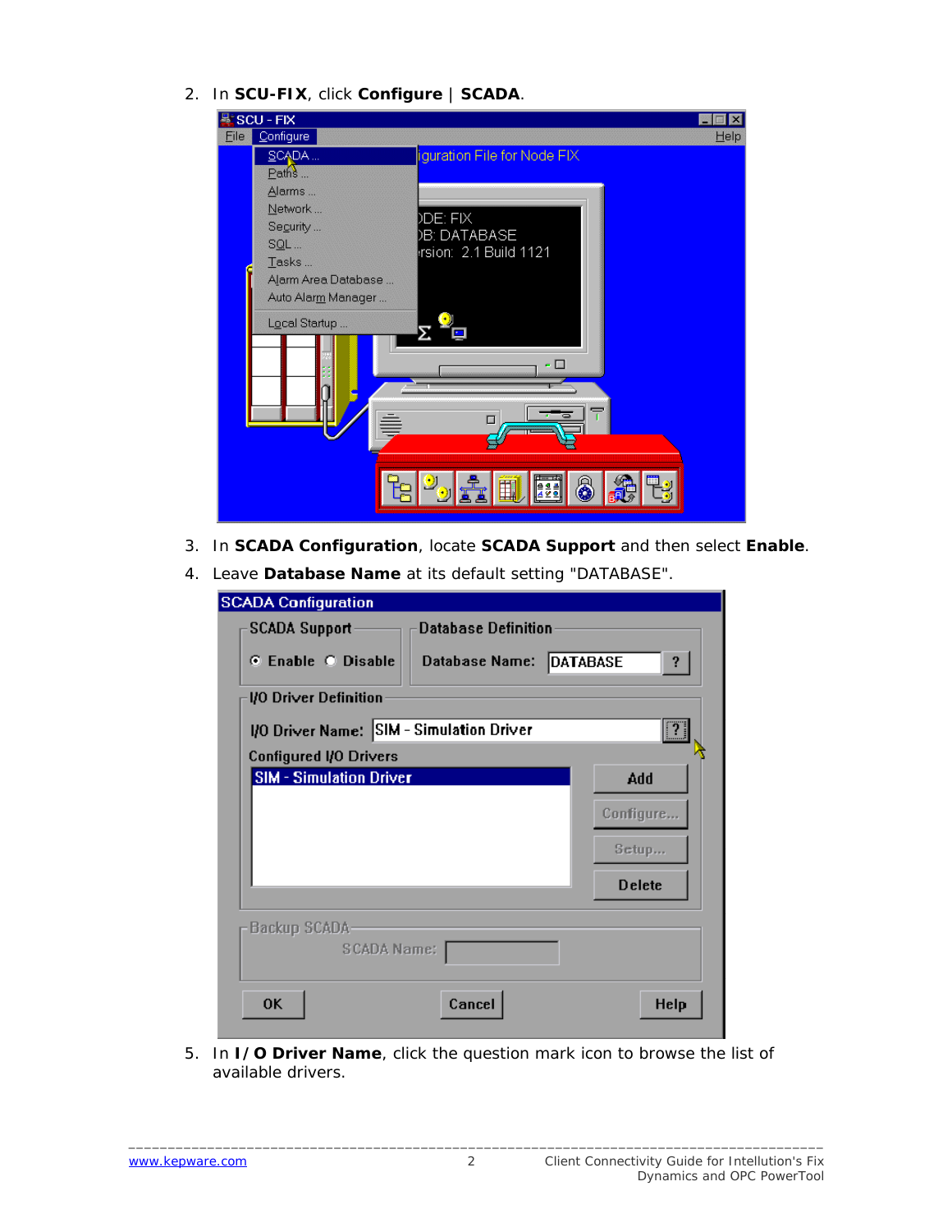2. In **SCU-FIX**, click **Configure** | **SCADA**.

3. In **SCADA Configuration**, locate **SCADA Support** and then select **Enable**.
4. Leave **Database Name** at its default setting "DATABASE".

5. In **I/O Driver Name**, click the question mark icon to browse the list of available drivers.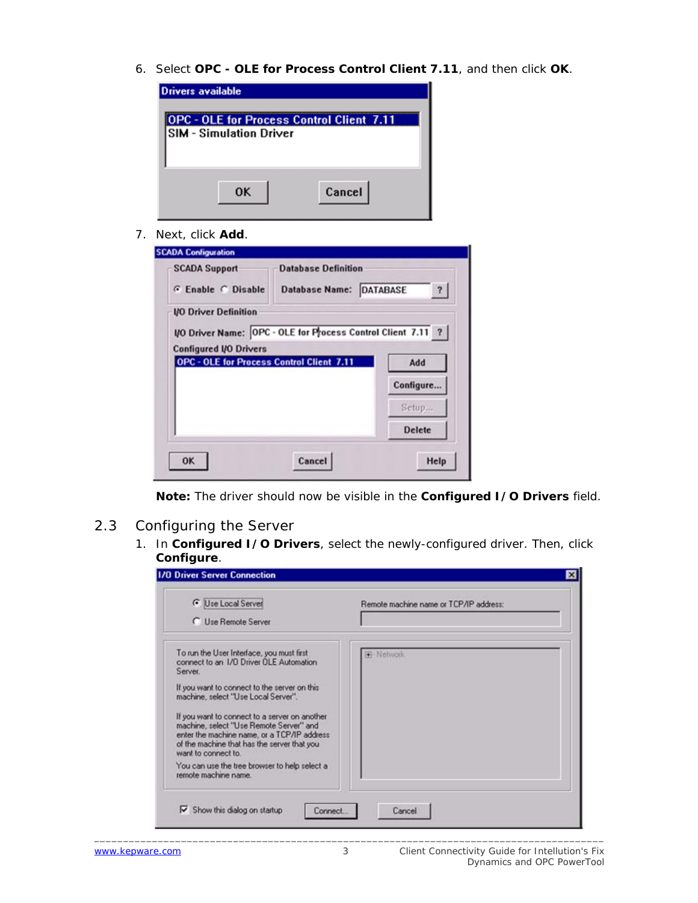6. Select **OPC - OLE for Process Control Client 7.11**, and then click **OK**.

7. Next, click **Add**.

**Note:** The driver should now be visible in the **Configured I/O Drivers** field.

## 2.3 Configuring the Server

1. In **Configured I/O Drivers**, select the newly-configured driver. Then, click **Configure**.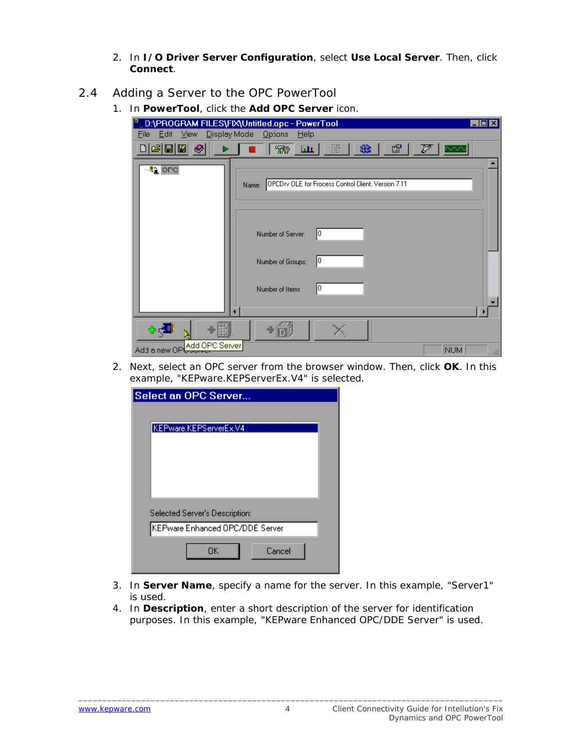2. In **I/O Driver Server Configuration**, select **Use Local Server**. Then, click **Connect**.

## 2.4 Adding a Server to the OPC PowerTool

1. In **PowerTool**, click the **Add OPC Server** icon.

2. Next, select an OPC server from the browser window. Then, click **OK**. In this example, "KEPware.KEPServerEx.V4" is selected.

3. In **Server Name**, specify a name for the server. In this example, "Server1" is used.
4. In **Description**, enter a short description of the server for identification purposes. In this example, "KEPware Enhanced OPC/DDE Server" is used.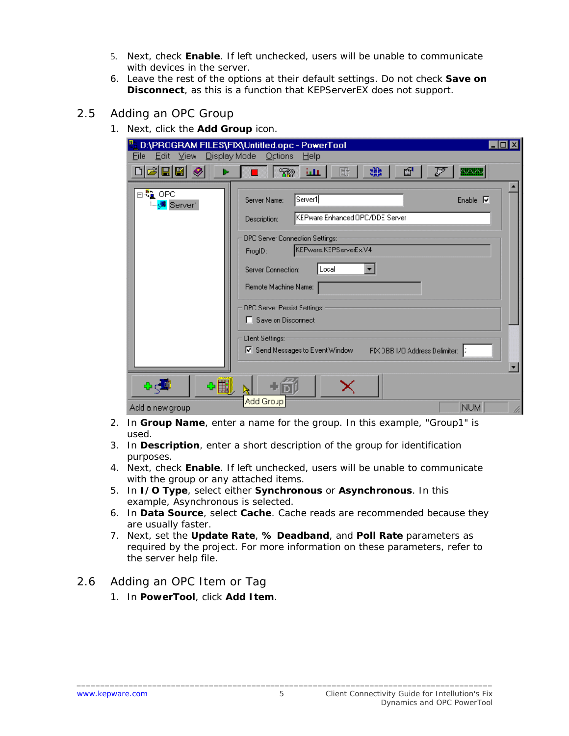5. Next, check **Enable**. If left unchecked, users will be unable to communicate with devices in the server.
6. Leave the rest of the options at their default settings. Do not check **Save on Disconnect**, as this is a function that KEPServerEX does not support.

## 2.5 Adding an OPC Group

1. Next, click the **Add Group** icon.

2. In **Group Name**, enter a name for the group. In this example, "Group1" is used.
3. In **Description**, enter a short description of the group for identification purposes.
4. Next, check **Enable**. If left unchecked, users will be unable to communicate with the group or any attached items.
5. In **I/O Type**, select either **Synchronous** or **Asynchronous**. In this example, Asynchronous is selected.
6. In **Data Source**, select **Cache**. Cache reads are recommended because they are usually faster.
7. Next, set the **Update Rate**, **% Deadband**, and **Poll Rate** parameters as required by the project. For more information on these parameters, refer to the server help file.

## 2.6 Adding an OPC Item or Tag

1. In **PowerTool**, click **Add Item**.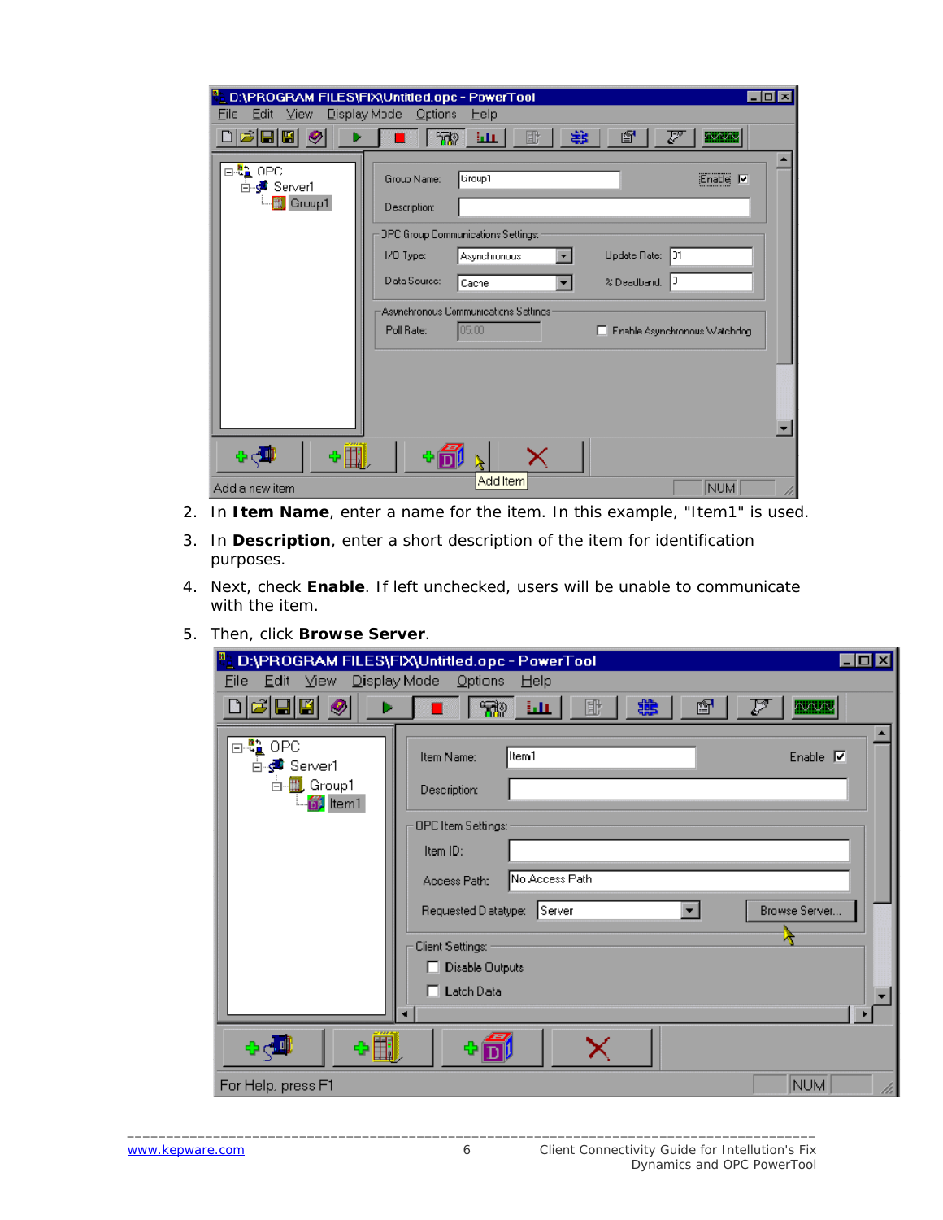2. In **Item Name**, enter a name for the item. In this example, "Item1" is used.
3. In **Description**, enter a short description of the item for identification purposes.
4. Next, check **Enable**. If left unchecked, users will be unable to communicate with the item.
5. Then, click **Browse Server**.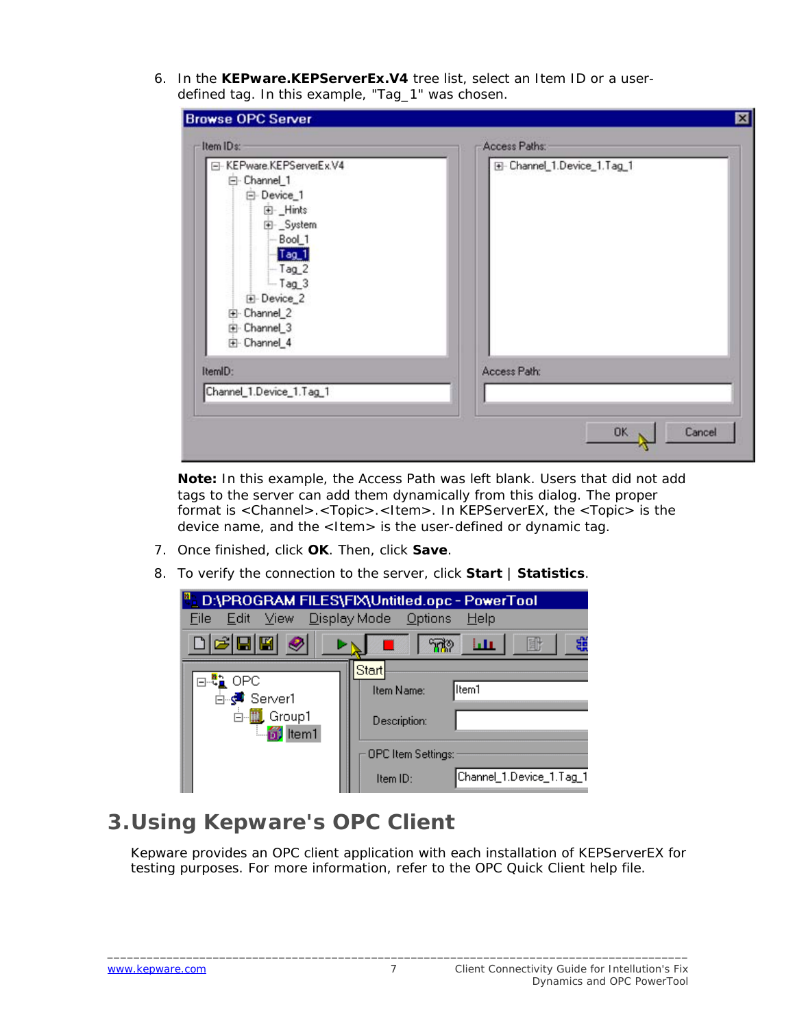6. In the **KEPware.KEPServerEx.V4** tree list, select an Item ID or a user-defined tag. In this example, "Tag_1" was chosen.

   **Note:** In this example, the Access Path was left blank. Users that did not add tags to the server can add them dynamically from this dialog. The proper format is <Channel>.<Topic>.<Item>. In KEPServerEX, the <Topic> is the device name, and the <Item> is the user-defined or dynamic tag.

7. Once finished, click **OK**. Then, click **Save**.
8. To verify the connection to the server, click **Start** | **Statistics**.

# 3. Using Kepware's OPC Client

Kepware provides an OPC client application with each installation of KEPServerEX for testing purposes. For more information, refer to the OPC Quick Client help file.